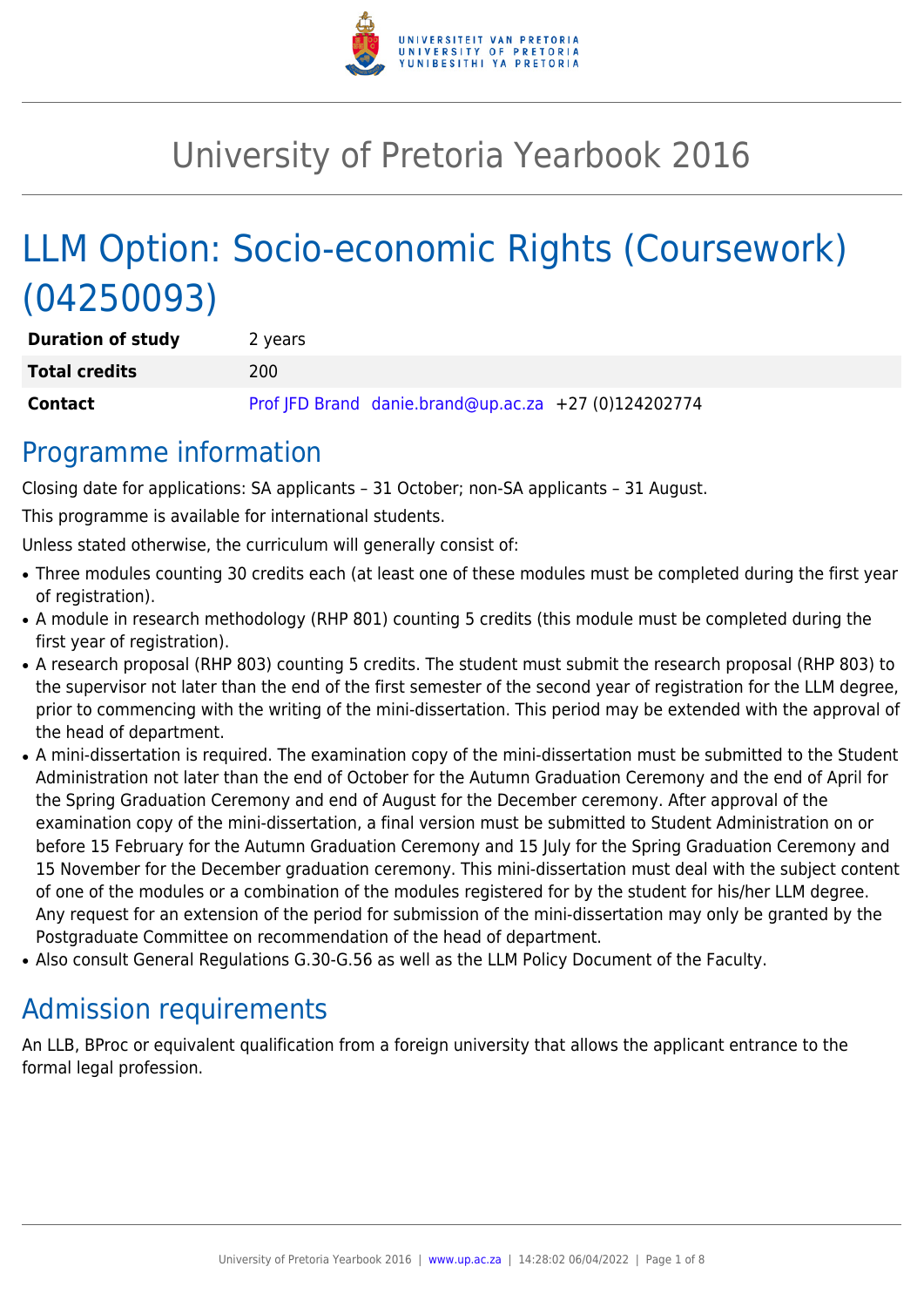# University of Pretoria Yearbook 2016

# LLM Option: Socio-economic Rights (Coursework) (04250093)

| **Duration of study** | 2 years |
| --- | --- |
| **Total credits** | 200 |
| **Contact** | Prof JFD Brand danie.brand@up.ac.za +27 (0)124202774 |

## Programme information

Closing date for applications: SA applicants – 31 October; non-SA applicants – 31 August.

This programme is available for international students.

Unless stated otherwise, the curriculum will generally consist of:

- Three modules counting 30 credits each (at least one of these modules must be completed during the first year of registration).
- A module in research methodology (RHP 801) counting 5 credits (this module must be completed during the first year of registration).
- A research proposal (RHP 803) counting 5 credits. The student must submit the research proposal (RHP 803) to the supervisor not later than the end of the first semester of the second year of registration for the LLM degree, prior to commencing with the writing of the mini-dissertation. This period may be extended with the approval of the head of department.
- A mini-dissertation is required. The examination copy of the mini-dissertation must be submitted to the Student Administration not later than the end of October for the Autumn Graduation Ceremony and the end of April for the Spring Graduation Ceremony and end of August for the December ceremony. After approval of the examination copy of the mini-dissertation, a final version must be submitted to Student Administration on or before 15 February for the Autumn Graduation Ceremony and 15 July for the Spring Graduation Ceremony and 15 November for the December graduation ceremony. This mini-dissertation must deal with the subject content of one of the modules or a combination of the modules registered for by the student for his/her LLM degree. Any request for an extension of the period for submission of the mini-dissertation may only be granted by the Postgraduate Committee on recommendation of the head of department.
- Also consult General Regulations G.30-G.56 as well as the LLM Policy Document of the Faculty.

## Admission requirements

An LLB, BProc or equivalent qualification from a foreign university that allows the applicant entrance to the formal legal profession.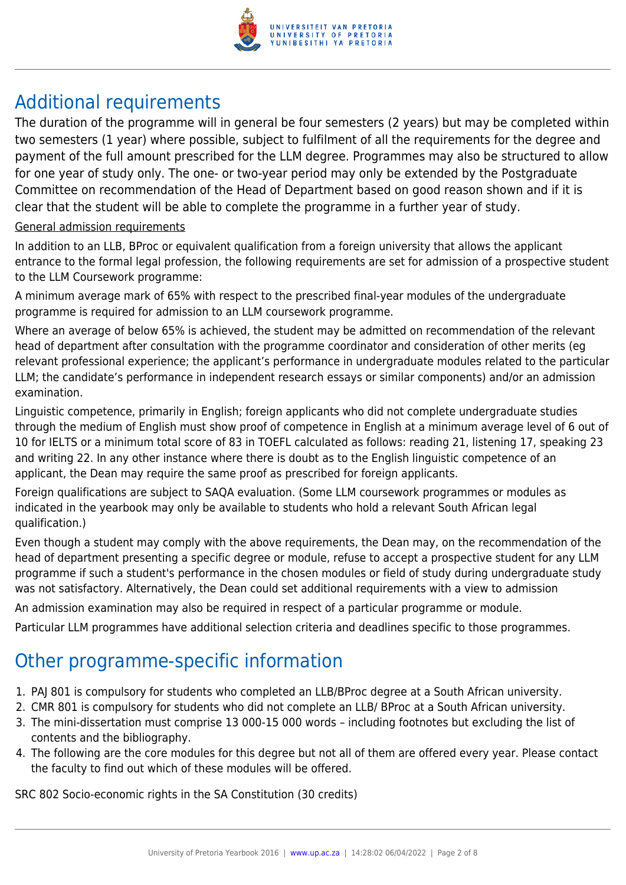## Additional requirements

The duration of the programme will in general be four semesters (2 years) but may be completed within two semesters (1 year) where possible, subject to fulfilment of all the requirements for the degree and payment of the full amount prescribed for the LLM degree. Programmes may also be structured to allow for one year of study only. The one- or two-year period may only be extended by the Postgraduate Committee on recommendation of the Head of Department based on good reason shown and if it is clear that the student will be able to complete the programme in a further year of study.

General admission requirements

In addition to an LLB, BProc or equivalent qualification from a foreign university that allows the applicant entrance to the formal legal profession, the following requirements are set for admission of a prospective student to the LLM Coursework programme:

A minimum average mark of 65% with respect to the prescribed final-year modules of the undergraduate programme is required for admission to an LLM coursework programme.

Where an average of below 65% is achieved, the student may be admitted on recommendation of the relevant head of department after consultation with the programme coordinator and consideration of other merits (eg relevant professional experience; the applicant's performance in undergraduate modules related to the particular LLM; the candidate's performance in independent research essays or similar components) and/or an admission examination.

Linguistic competence, primarily in English; foreign applicants who did not complete undergraduate studies through the medium of English must show proof of competence in English at a minimum average level of 6 out of 10 for IELTS or a minimum total score of 83 in TOEFL calculated as follows: reading 21, listening 17, speaking 23 and writing 22. In any other instance where there is doubt as to the English linguistic competence of an applicant, the Dean may require the same proof as prescribed for foreign applicants.

Foreign qualifications are subject to SAQA evaluation. (Some LLM coursework programmes or modules as indicated in the yearbook may only be available to students who hold a relevant South African legal qualification.)

Even though a student may comply with the above requirements, the Dean may, on the recommendation of the head of department presenting a specific degree or module, refuse to accept a prospective student for any LLM programme if such a student's performance in the chosen modules or field of study during undergraduate study was not satisfactory. Alternatively, the Dean could set additional requirements with a view to admission

An admission examination may also be required in respect of a particular programme or module.

Particular LLM programmes have additional selection criteria and deadlines specific to those programmes.

## Other programme-specific information

1. PAJ 801 is compulsory for students who completed an LLB/BProc degree at a South African university.
2. CMR 801 is compulsory for students who did not complete an LLB/ BProc at a South African university.
3. The mini-dissertation must comprise 13 000-15 000 words – including footnotes but excluding the list of contents and the bibliography.
4. The following are the core modules for this degree but not all of them are offered every year. Please contact the faculty to find out which of these modules will be offered.

SRC 802 Socio-economic rights in the SA Constitution (30 credits)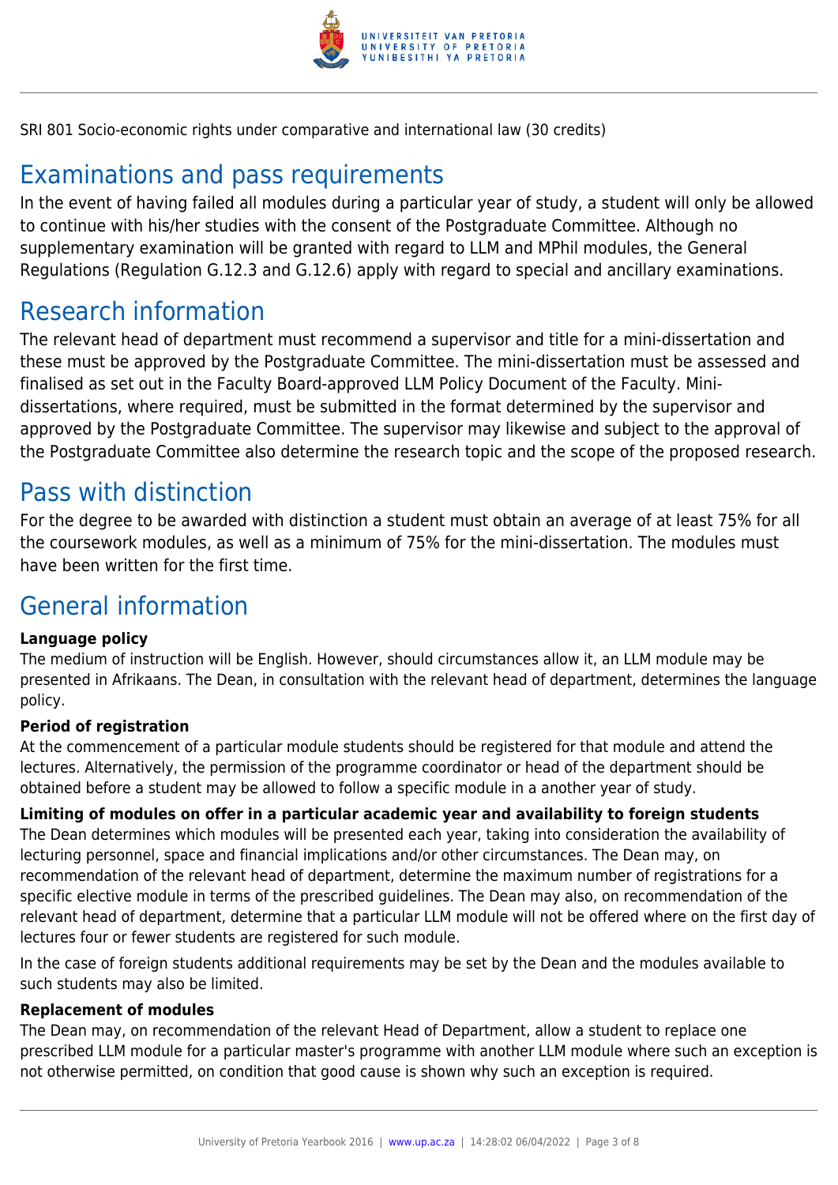SRI 801 Socio-economic rights under comparative and international law (30 credits)

## Examinations and pass requirements

In the event of having failed all modules during a particular year of study, a student will only be allowed to continue with his/her studies with the consent of the Postgraduate Committee. Although no supplementary examination will be granted with regard to LLM and MPhil modules, the General Regulations (Regulation G.12.3 and G.12.6) apply with regard to special and ancillary examinations.

## Research information

The relevant head of department must recommend a supervisor and title for a mini-dissertation and these must be approved by the Postgraduate Committee. The mini-dissertation must be assessed and finalised as set out in the Faculty Board-approved LLM Policy Document of the Faculty. Mini-dissertations, where required, must be submitted in the format determined by the supervisor and approved by the Postgraduate Committee. The supervisor may likewise and subject to the approval of the Postgraduate Committee also determine the research topic and the scope of the proposed research.

## Pass with distinction

For the degree to be awarded with distinction a student must obtain an average of at least 75% for all the coursework modules, as well as a minimum of 75% for the mini-dissertation. The modules must have been written for the first time.

## General information

**Language policy**

The medium of instruction will be English. However, should circumstances allow it, an LLM module may be presented in Afrikaans. The Dean, in consultation with the relevant head of department, determines the language policy.

**Period of registration**

At the commencement of a particular module students should be registered for that module and attend the lectures. Alternatively, the permission of the programme coordinator or head of the department should be obtained before a student may be allowed to follow a specific module in a another year of study.

**Limiting of modules on offer in a particular academic year and availability to foreign students**

The Dean determines which modules will be presented each year, taking into consideration the availability of lecturing personnel, space and financial implications and/or other circumstances. The Dean may, on recommendation of the relevant head of department, determine the maximum number of registrations for a specific elective module in terms of the prescribed guidelines. The Dean may also, on recommendation of the relevant head of department, determine that a particular LLM module will not be offered where on the first day of lectures four or fewer students are registered for such module.

In the case of foreign students additional requirements may be set by the Dean and the modules available to such students may also be limited.

**Replacement of modules**

The Dean may, on recommendation of the relevant Head of Department, allow a student to replace one prescribed LLM module for a particular master's programme with another LLM module where such an exception is not otherwise permitted, on condition that good cause is shown why such an exception is required.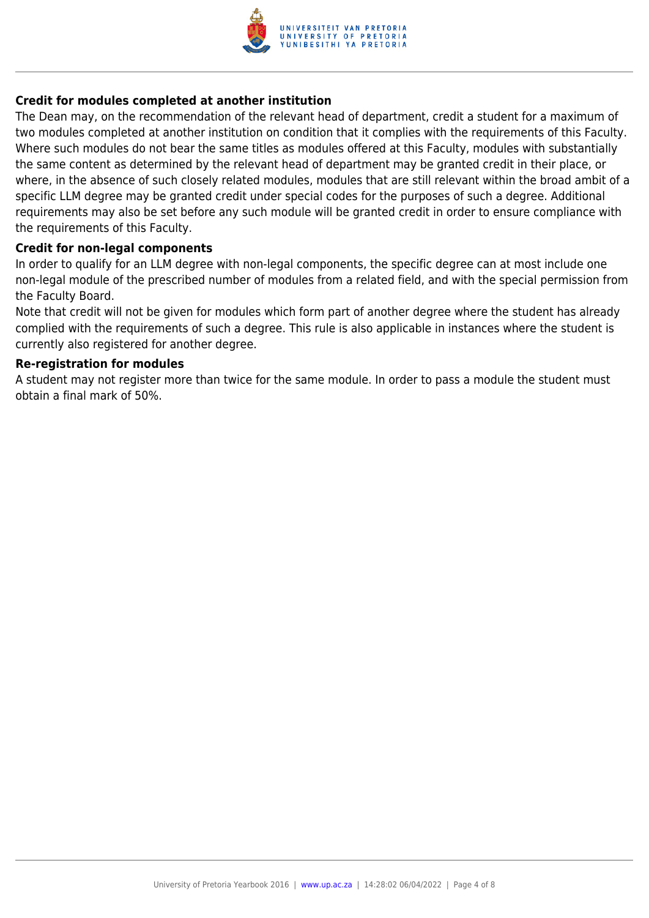### Credit for modules completed at another institution

The Dean may, on the recommendation of the relevant head of department, credit a student for a maximum of two modules completed at another institution on condition that it complies with the requirements of this Faculty. Where such modules do not bear the same titles as modules offered at this Faculty, modules with substantially the same content as determined by the relevant head of department may be granted credit in their place, or where, in the absence of such closely related modules, modules that are still relevant within the broad ambit of a specific LLM degree may be granted credit under special codes for the purposes of such a degree. Additional requirements may also be set before any such module will be granted credit in order to ensure compliance with the requirements of this Faculty.

### Credit for non-legal components

In order to qualify for an LLM degree with non-legal components, the specific degree can at most include one non-legal module of the prescribed number of modules from a related field, and with the special permission from the Faculty Board.

Note that credit will not be given for modules which form part of another degree where the student has already complied with the requirements of such a degree. This rule is also applicable in instances where the student is currently also registered for another degree.

### Re-registration for modules

A student may not register more than twice for the same module. In order to pass a module the student must obtain a final mark of 50%.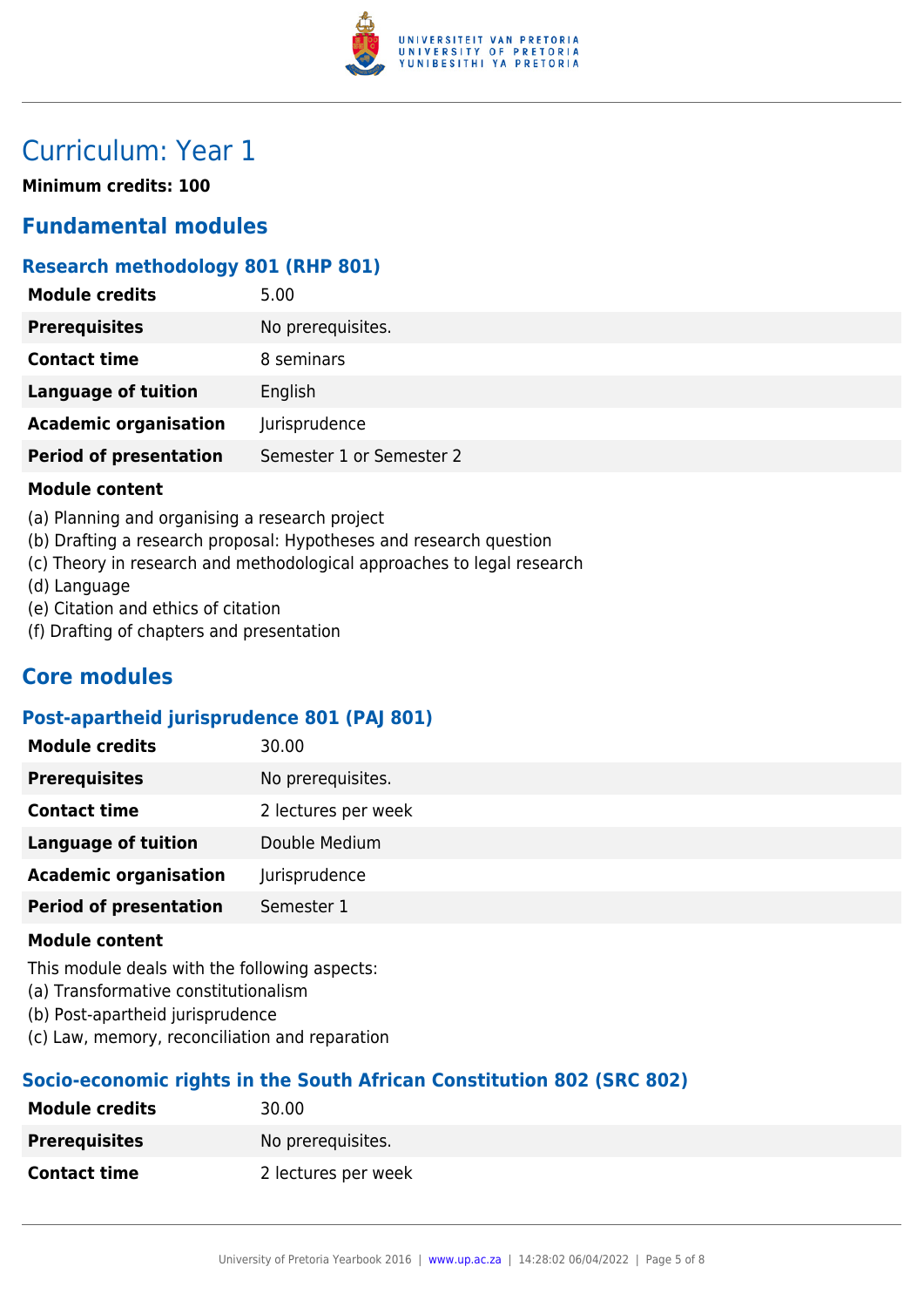# Curriculum: Year 1

**Minimum credits: 100**

## Fundamental modules

### Research methodology 801 (RHP 801)

| | |
|---|---|
| **Module credits** | 5.00 |
| **Prerequisites** | No prerequisites. |
| **Contact time** | 8 seminars |
| **Language of tuition** | English |
| **Academic organisation** | Jurisprudence |
| **Period of presentation** | Semester 1 or Semester 2 |

**Module content**

(a) Planning and organising a research project
(b) Drafting a research proposal: Hypotheses and research question
(c) Theory in research and methodological approaches to legal research
(d) Language
(e) Citation and ethics of citation
(f) Drafting of chapters and presentation

## Core modules

### Post-apartheid jurisprudence 801 (PAJ 801)

| | |
|---|---|
| **Module credits** | 30.00 |
| **Prerequisites** | No prerequisites. |
| **Contact time** | 2 lectures per week |
| **Language of tuition** | Double Medium |
| **Academic organisation** | Jurisprudence |
| **Period of presentation** | Semester 1 |

**Module content**

This module deals with the following aspects:
(a) Transformative constitutionalism
(b) Post-apartheid jurisprudence
(c) Law, memory, reconciliation and reparation

### Socio-economic rights in the South African Constitution 802 (SRC 802)

| | |
|---|---|
| **Module credits** | 30.00 |
| **Prerequisites** | No prerequisites. |
| **Contact time** | 2 lectures per week |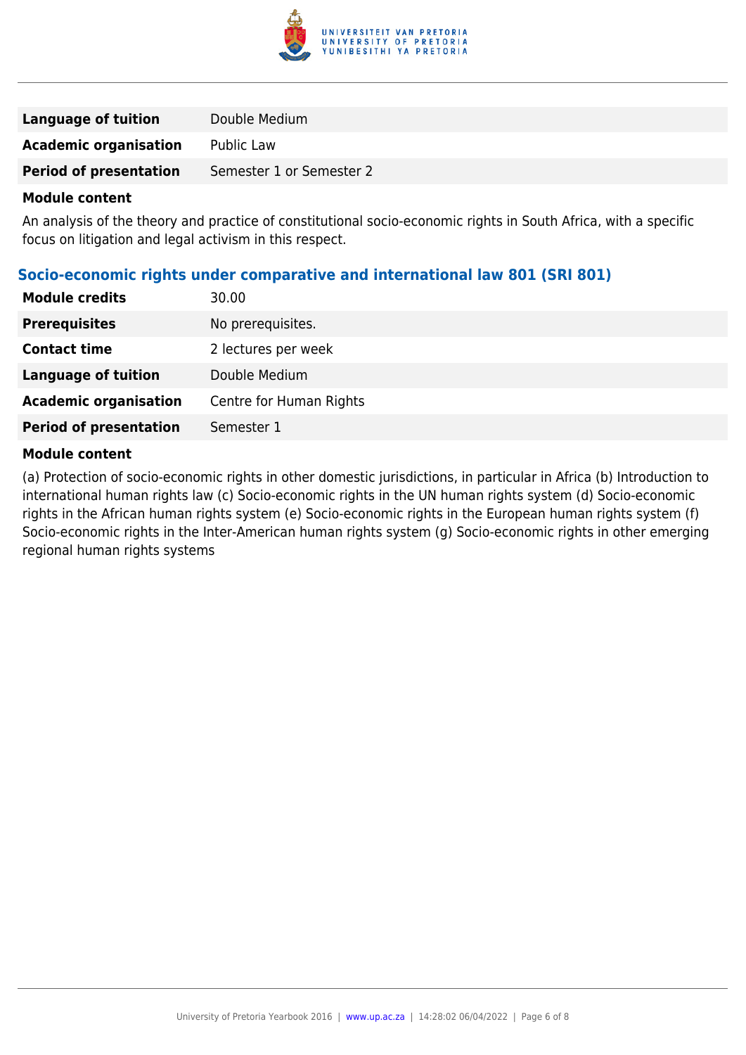| | |
|---|---|
| **Language of tuition** | Double Medium |
| **Academic organisation** | Public Law |
| **Period of presentation** | Semester 1 or Semester 2 |

**Module content**

An analysis of the theory and practice of constitutional socio-economic rights in South Africa, with a specific focus on litigation and legal activism in this respect.

### Socio-economic rights under comparative and international law 801 (SRI 801)

| | |
|---|---|
| **Module credits** | 30.00 |
| **Prerequisites** | No prerequisites. |
| **Contact time** | 2 lectures per week |
| **Language of tuition** | Double Medium |
| **Academic organisation** | Centre for Human Rights |
| **Period of presentation** | Semester 1 |

**Module content**

(a) Protection of socio-economic rights in other domestic jurisdictions, in particular in Africa (b) Introduction to international human rights law (c) Socio-economic rights in the UN human rights system (d) Socio-economic rights in the African human rights system (e) Socio-economic rights in the European human rights system (f) Socio-economic rights in the Inter-American human rights system (g) Socio-economic rights in other emerging regional human rights systems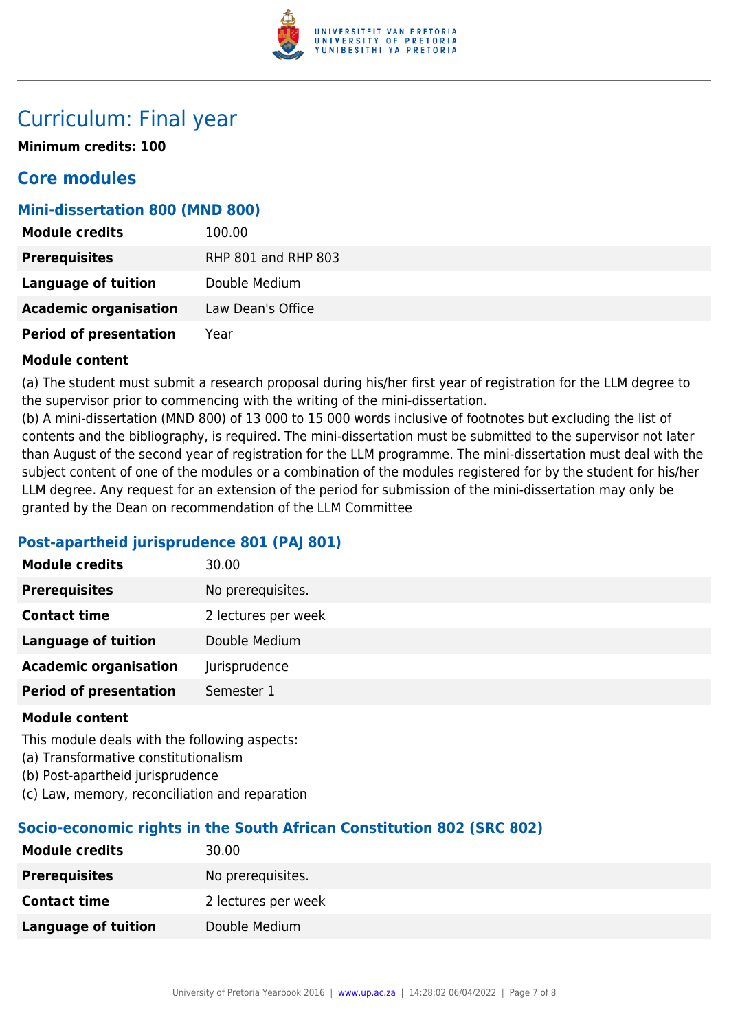# Curriculum: Final year

**Minimum credits: 100**

## Core modules

### Mini-dissertation 800 (MND 800)

| | |
|---|---|
| **Module credits** | 100.00 |
| **Prerequisites** | RHP 801 and RHP 803 |
| **Language of tuition** | Double Medium |
| **Academic organisation** | Law Dean's Office |
| **Period of presentation** | Year |

**Module content**

(a) The student must submit a research proposal during his/her first year of registration for the LLM degree to the supervisor prior to commencing with the writing of the mini-dissertation.
(b) A mini-dissertation (MND 800) of 13 000 to 15 000 words inclusive of footnotes but excluding the list of contents and the bibliography, is required. The mini-dissertation must be submitted to the supervisor not later than August of the second year of registration for the LLM programme. The mini-dissertation must deal with the subject content of one of the modules or a combination of the modules registered for by the student for his/her LLM degree. Any request for an extension of the period for submission of the mini-dissertation may only be granted by the Dean on recommendation of the LLM Committee

### Post-apartheid jurisprudence 801 (PAJ 801)

| | |
|---|---|
| **Module credits** | 30.00 |
| **Prerequisites** | No prerequisites. |
| **Contact time** | 2 lectures per week |
| **Language of tuition** | Double Medium |
| **Academic organisation** | Jurisprudence |
| **Period of presentation** | Semester 1 |

**Module content**

This module deals with the following aspects:
(a) Transformative constitutionalism
(b) Post-apartheid jurisprudence
(c) Law, memory, reconciliation and reparation

### Socio-economic rights in the South African Constitution 802 (SRC 802)

| | |
|---|---|
| **Module credits** | 30.00 |
| **Prerequisites** | No prerequisites. |
| **Contact time** | 2 lectures per week |
| **Language of tuition** | Double Medium |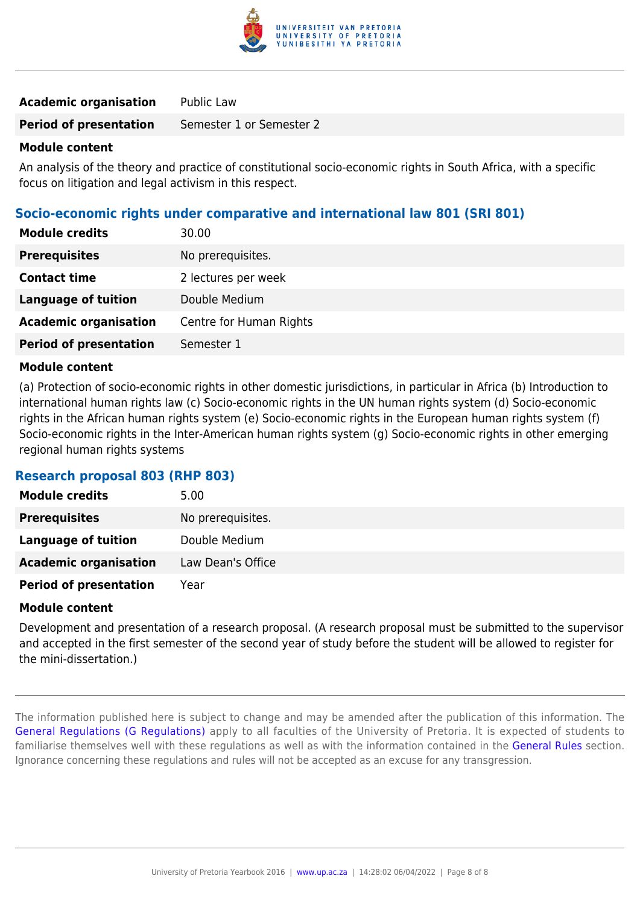| | |
|---|---|
| **Academic organisation** | Public Law |
| **Period of presentation** | Semester 1 or Semester 2 |

**Module content**

An analysis of the theory and practice of constitutional socio-economic rights in South Africa, with a specific focus on litigation and legal activism in this respect.

### Socio-economic rights under comparative and international law 801 (SRI 801)

| | |
|---|---|
| **Module credits** | 30.00 |
| **Prerequisites** | No prerequisites. |
| **Contact time** | 2 lectures per week |
| **Language of tuition** | Double Medium |
| **Academic organisation** | Centre for Human Rights |
| **Period of presentation** | Semester 1 |

**Module content**

(a) Protection of socio-economic rights in other domestic jurisdictions, in particular in Africa (b) Introduction to international human rights law (c) Socio-economic rights in the UN human rights system (d) Socio-economic rights in the African human rights system (e) Socio-economic rights in the European human rights system (f) Socio-economic rights in the Inter-American human rights system (g) Socio-economic rights in other emerging regional human rights systems

### Research proposal 803 (RHP 803)

| | |
|---|---|
| **Module credits** | 5.00 |
| **Prerequisites** | No prerequisites. |
| **Language of tuition** | Double Medium |
| **Academic organisation** | Law Dean's Office |
| **Period of presentation** | Year |

**Module content**

Development and presentation of a research proposal. (A research proposal must be submitted to the supervisor and accepted in the first semester of the second year of study before the student will be allowed to register for the mini-dissertation.)

The information published here is subject to change and may be amended after the publication of this information. The General Regulations (G Regulations) apply to all faculties of the University of Pretoria. It is expected of students to familiarise themselves well with these regulations as well as with the information contained in the General Rules section. Ignorance concerning these regulations and rules will not be accepted as an excuse for any transgression.